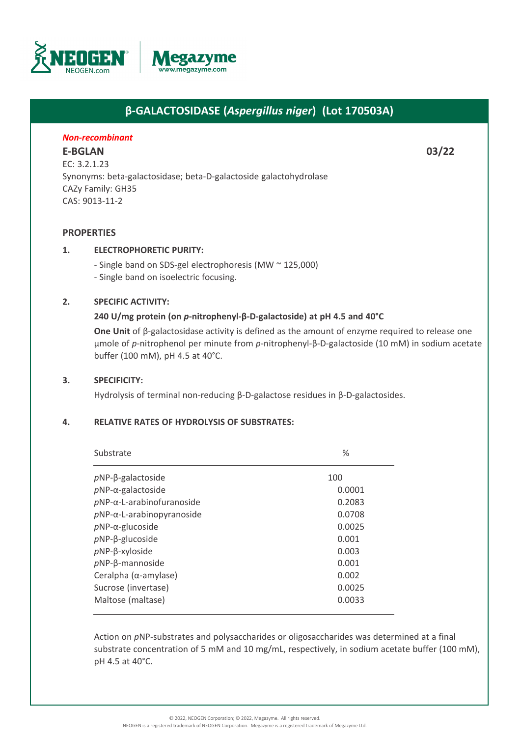# β-GALACTOSIDASE (*Aspergillus niger*) (Lot 170503A)

***Non-recombinant***

**E-BGLAN** **03/22**

EC: 3.2.1.23
Synonyms: beta-galactosidase; beta-D-galactoside galactohydrolase
CAZy Family: GH35
CAS: 9013-11-2

## PROPERTIES

**1. ELECTROPHORETIC PURITY:**

- Single band on SDS-gel electrophoresis (MW ~ 125,000)
- Single band on isoelectric focusing.

**2. SPECIFIC ACTIVITY:**

**240 U/mg protein (on *p*-nitrophenyl-β-D-galactoside) at pH 4.5 and 40°C**

**One Unit** of β-galactosidase activity is defined as the amount of enzyme required to release one µmole of *p*-nitrophenol per minute from *p*-nitrophenyl-β-D-galactoside (10 mM) in sodium acetate buffer (100 mM), pH 4.5 at 40°C.

**3. SPECIFICITY:**

Hydrolysis of terminal non-reducing β-D-galactose residues in β-D-galactosides.

**4. RELATIVE RATES OF HYDROLYSIS OF SUBSTRATES:**

| Substrate | % |
|---|---|
| *p*NP-β-galactoside | 100 |
| *p*NP-α-galactoside | 0.0001 |
| *p*NP-α-L-arabinofuranoside | 0.2083 |
| *p*NP-α-L-arabinopyranoside | 0.0708 |
| *p*NP-α-glucoside | 0.0025 |
| *p*NP-β-glucoside | 0.001 |
| *p*NP-β-xyloside | 0.003 |
| *p*NP-β-mannoside | 0.001 |
| Ceralpha (α-amylase) | 0.002 |
| Sucrose (invertase) | 0.0025 |
| Maltose (maltase) | 0.0033 |

Action on *p*NP-substrates and polysaccharides or oligosaccharides was determined at a final substrate concentration of 5 mM and 10 mg/mL, respectively, in sodium acetate buffer (100 mM), pH 4.5 at 40°C.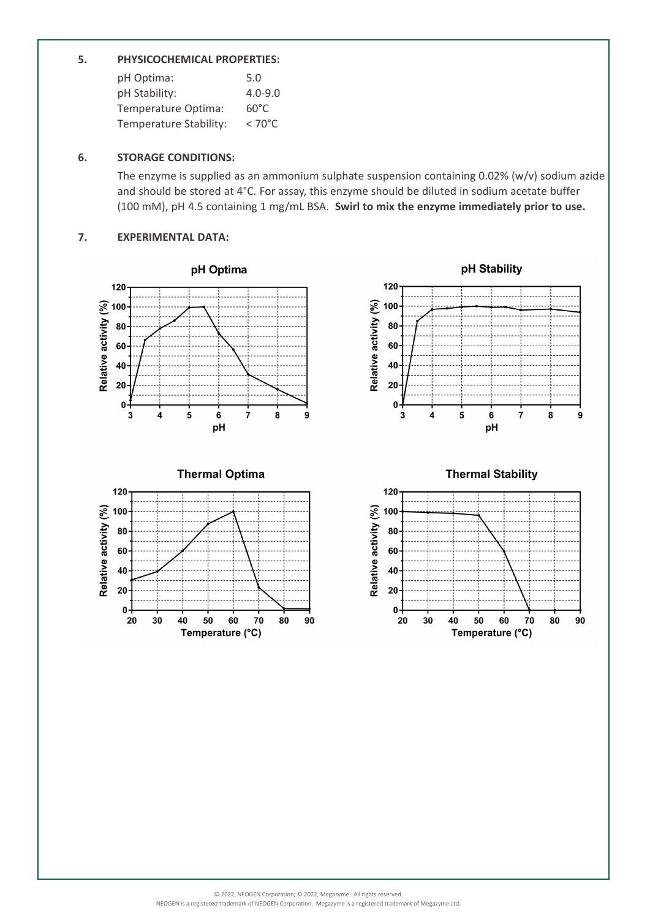## 5. PHYSICOCHEMICAL PROPERTIES:

| | |
|---|---|
| pH Optima: | 5.0 |
| pH Stability: | 4.0-9.0 |
| Temperature Optima: | 60°C |
| Temperature Stability: | < 70°C |

## 6. STORAGE CONDITIONS:

The enzyme is supplied as an ammonium sulphate suspension containing 0.02% (w/v) sodium azide and should be stored at 4°C. For assay, this enzyme should be diluted in sodium acetate buffer (100 mM), pH 4.5 containing 1 mg/mL BSA. **Swirl to mix the enzyme immediately prior to use.**

## 7. EXPERIMENTAL DATA:

pH Optima

Relative activity (%)

0 20 40 60 80 100 120

3 4 5 6 7 8 9

pH

pH Stability

Relative activity (%)

0 20 40 60 80 100 120

3 4 5 6 7 8 9

pH

Thermal Optima

Relative activity (%)

0 20 40 60 80 100 120

20 30 40 50 60 70 80 90

Temperature (°C)

Thermal Stability

Relative activity (%)

0 20 40 60 80 100 120

20 30 40 50 60 70 80 90

Temperature (°C)

© 2022, NEOGEN Corporation; © 2022, Megazyme. All rights reserved.
NEOGEN is a registered trademark of NEOGEN Corporation. Megazyme is a registered trademark of Megazyme Ltd.